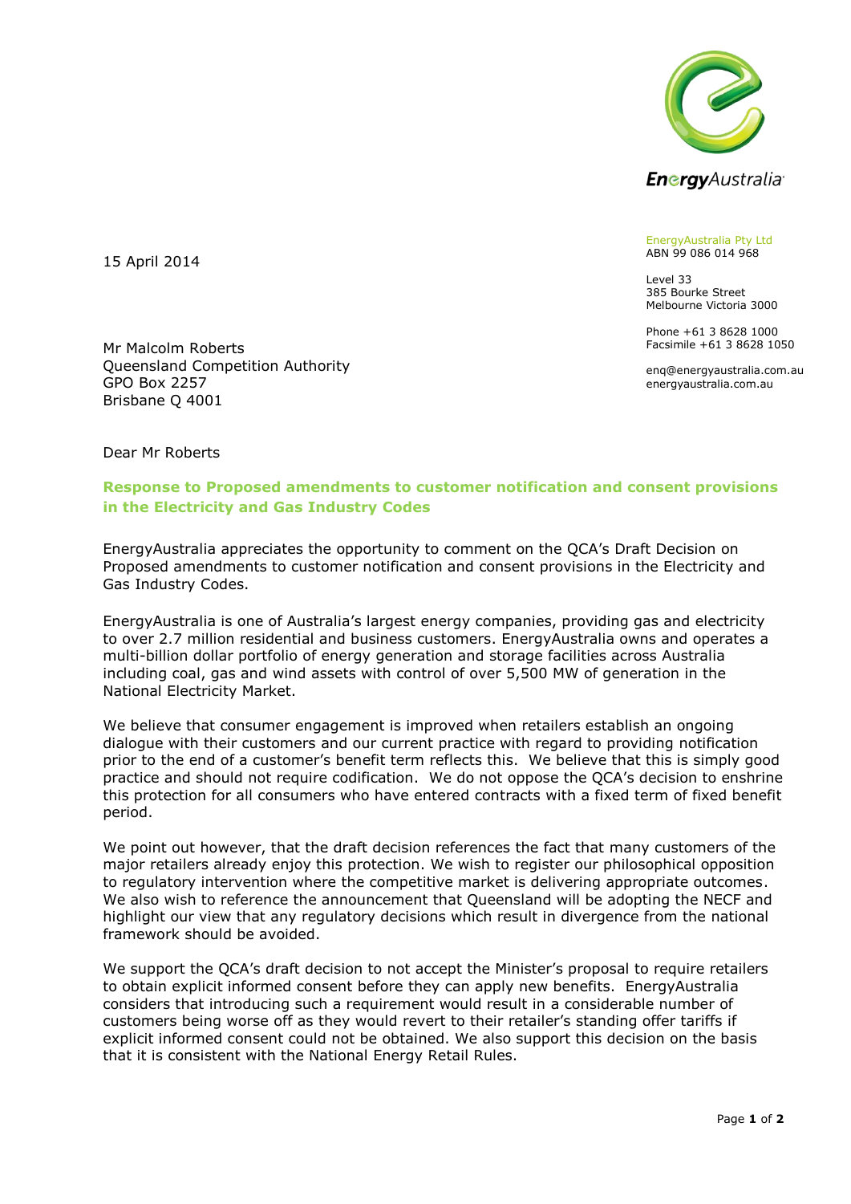EnergyAustralia Pty Ltd
ABN 99 086 014 968

Level 33
385 Bourke Street
Melbourne Victoria 3000

Phone +61 3 8628 1000
Facsimile +61 3 8628 1050

enq@energyaustralia.com.au
energyaustralia.com.au

15 April 2014

Mr Malcolm Roberts
Queensland Competition Authority
GPO Box 2257
Brisbane Q 4001

Dear Mr Roberts

**Response to Proposed amendments to customer notification and consent provisions in the Electricity and Gas Industry Codes**

EnergyAustralia appreciates the opportunity to comment on the QCA's Draft Decision on Proposed amendments to customer notification and consent provisions in the Electricity and Gas Industry Codes.

EnergyAustralia is one of Australia's largest energy companies, providing gas and electricity to over 2.7 million residential and business customers. EnergyAustralia owns and operates a multi-billion dollar portfolio of energy generation and storage facilities across Australia including coal, gas and wind assets with control of over 5,500 MW of generation in the National Electricity Market.

We believe that consumer engagement is improved when retailers establish an ongoing dialogue with their customers and our current practice with regard to providing notification prior to the end of a customer's benefit term reflects this. We believe that this is simply good practice and should not require codification. We do not oppose the QCA's decision to enshrine this protection for all consumers who have entered contracts with a fixed term of fixed benefit period.

We point out however, that the draft decision references the fact that many customers of the major retailers already enjoy this protection. We wish to register our philosophical opposition to regulatory intervention where the competitive market is delivering appropriate outcomes. We also wish to reference the announcement that Queensland will be adopting the NECF and highlight our view that any regulatory decisions which result in divergence from the national framework should be avoided.

We support the QCA's draft decision to not accept the Minister's proposal to require retailers to obtain explicit informed consent before they can apply new benefits. EnergyAustralia considers that introducing such a requirement would result in a considerable number of customers being worse off as they would revert to their retailer's standing offer tariffs if explicit informed consent could not be obtained. We also support this decision on the basis that it is consistent with the National Energy Retail Rules.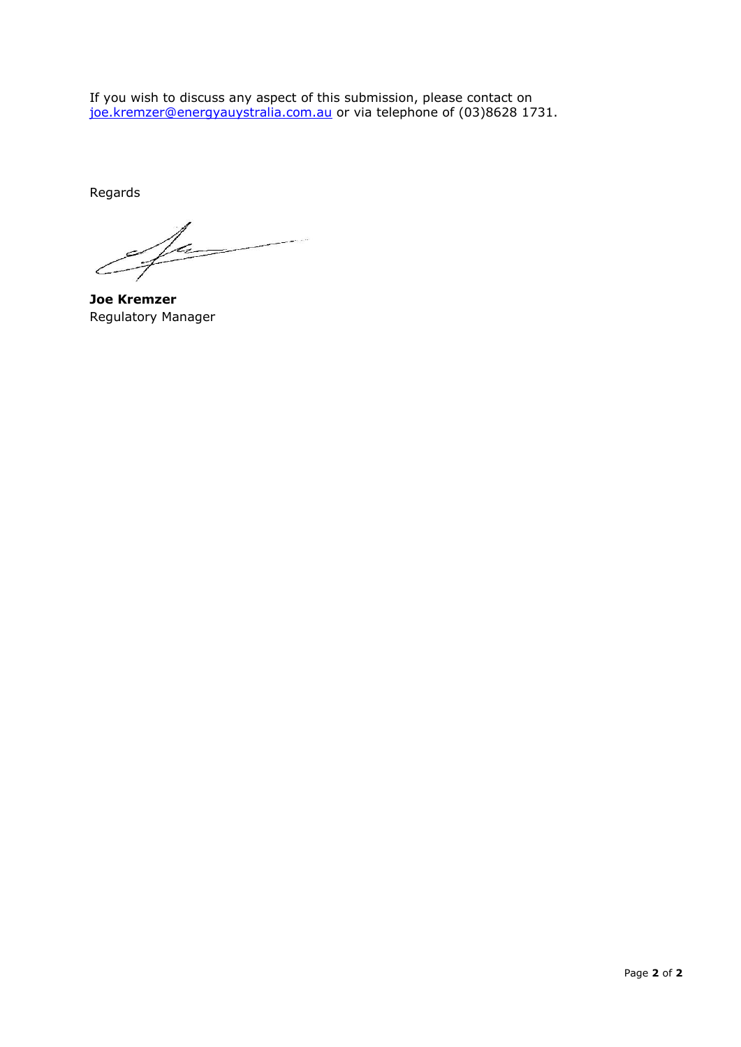If you wish to discuss any aspect of this submission, please contact on joe.kremzer@energyauystralia.com.au or via telephone of (03)8628 1731.

Regards

**Joe Kremzer**
Regulatory Manager